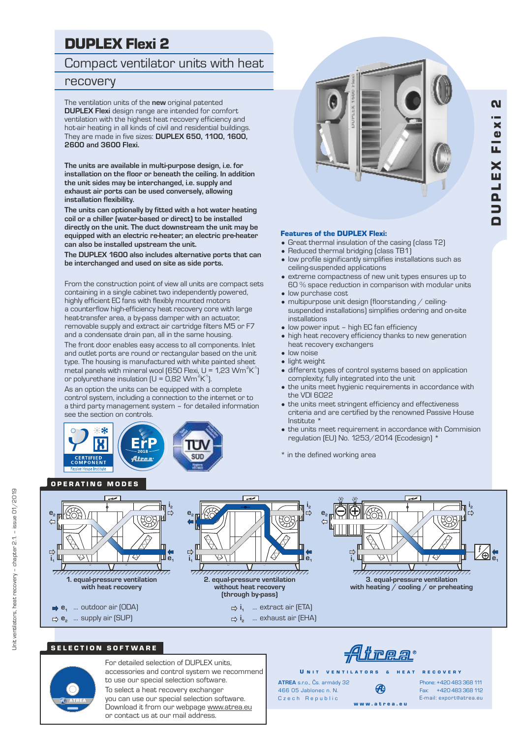# DUPLEX Flexi 2

## Compact ventilator units with heat recovery

The ventilation units of the **new** original patented **DUPLEX Flexi** design range are intended for comfort ventilation with the highest heat recovery efficiency and hot-air heating in all kinds of civil and residential buildings. They are made in five sizes: **DUPLEX 650, 1100, 1600, 2600 and 3600 Flexi.**

**The units are available in multi-purpose design, i.e. for installation on the floor or beneath the ceiling. In addition the unit sides may be interchanged, i.e. supply and exhaust air ports can be used conversely, allowing installation flexibility.**

**The units can optionally by fitted with a hot water heating coil or a chiller (water-based or direct) to be installed directly on the unit. The duct downstream the unit may be equipped with an electric re-heater; an electric pre-heater can also be installed upstream the unit.**

**The DUPLEX 1600 also includes alternative ports that can be interchanged and used on site as side ports.**

From the construction point of view all units are compact sets containing in a single cabinet two independently powered, highly efficient EC fans with flexibly mounted motors a counterflow high-efficiency heat recovery core with large heat-transfer area, a by-pass damper with an actuator, removable supply and extract air cartridge filters M5 or F7 and a condensate drain pan, all in the same housing.

The front door enables easy access to all components. Inlet and outlet ports are round or rectangular based on the unit type. The housing is manufactured with white painted sheet metal panels with mineral wool (650 Flexi, U = 1,23 $Wm^{-2}K^{-1}$) or polyurethane insulation (U = 0,82 $Wm^{-2}K^{-1}$).

As an option the units can be equipped with a complete control system, including a connection to the internet or to a third party management system – for detailed information see the section on controls.

CERTIFIED COMPONENT Passive House Institute

ErP 2018 Atrea

TÜV SÜD

### Features of the DUPLEX Flexi:

- Great thermal insulation of the casing (class T2)
- Reduced thermal bridging (class TB1)
- low profile significantly simplifies installations such as ceiling-suspended applications
- extreme compactness of new unit types ensures up to 60 % space reduction in comparison with modular units
- low purchase cost
- multipurpose unit design (floorstanding / ceiling-suspended installations) simplifies ordering and on-site installations
- low power input – high EC fan efficiency
- high heat recovery efficiency thanks to new generation heat recovery exchangers
- low noise
- light weight
- different types of control systems based on application complexity; fully integrated into the unit
- the units meet hygienic requirements in accordance with the VDI 6022
- the units meet stringent efficiency and effectiveness criteria and are certified by the renowned Passive House Institute *
- the units meet requirement in accordance with Commision regulation (EU) No. 1253/2014 (Ecodesign) *

\* in the defined working area

## OPERATING MODES

1. equal-pressure ventilation with heat recovery
2. equal-pressure ventilation without heat recovery (through by-pass)
3. equal-pressure ventilation with heating / cooling / or preheating

$e_1$ ... outdoor air (ODA)
$e_2$ ... supply air (SUP)
$i_1$ ... extract air (ETA)
$i_2$ ... exhaust air (EHA)

## SELECTION SOFTWARE

For detailed selection of DUPLEX units, accessories and control system we recommend to use our special selection software.

To select a heat recovery exchanger you can use our special selection software. Download it from our webpage www.atrea.eu or contact us at our mail address.

Atrea®

UNIT VENTILATORS & HEAT RECOVERY

ATREA s.r.o., Čs. armády 32
466 05 Jablonec n. N.
Czech Republic

Phone: +420 483 368 111
Fax: +420 483 368 112
E-mail: export@atrea.eu

www.atrea.eu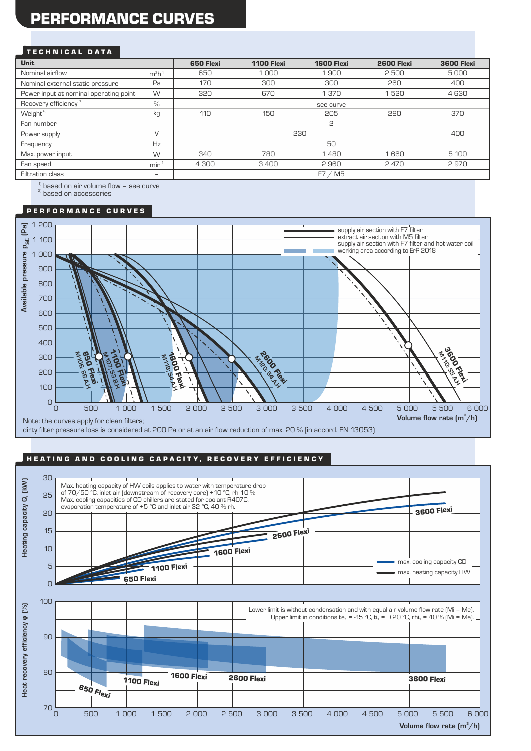# PERFORMANCE CURVES

## TECHNICAL DATA

| Unit | | 650 Flexi | 1100 Flexi | 1600 Flexi | 2600 Flexi | 3600 Flexi |
|---|---|---|---|---|---|---|
| Nominal airflow | $m^3h^{-1}$ | 650 | 1 000 | 1 900 | 2 500 | 5 000 |
| Nominal external static pressure | Pa | 170 | 300 | 300 | 260 | 400 |
| Power input at nominal operating point | W | 320 | 670 | 1 370 | 1 520 | 4 630 |
| Recovery efficiency [1] | % | see curve | | | | |
| Weight [2] | kg | 110 | 150 | 205 | 280 | 370 |
| Fan number | – | 2 | | | | |
| Power supply | V | 230 | | | | 400 |
| Frequency | Hz | 50 | | | | |
| Max. power input | W | 340 | 780 | 1 480 | 1 660 | 5 100 |
| Fan speed | $min^{-1}$ | 4 300 | 3 400 | 2 960 | 2 470 | 2 970 |
| Filtration class | – | F7 / M5 | | | | |

[1] based on air volume flow – see curve
[2] based on accessories

## PERFORMANCE CURVES

Available pressure $p_{st}$ [Pa]

1 200
1 100
1 000
900
800
700
600
500
400
300
200
100
0

supply air section with F7 filter
extract air section with M5 filter
supply air section with F7 filter and hot-water coil
working area according to ErP 2018

650 Flexi M106; S6.A.H
1100 Flexi M107; S3.B.H
1600 Flexi M119; S4.A.H
2600 Flexi M120; S4.A.H
3600 Flexi M110; S5.A.H

0 500 1 000 1 500 2 000 2 500 3 000 3 500 4 000 4 500 5 000 5 500 6 000

Volume flow rate [$m^3$/h]

Note: the curves apply for clean filters;
dirty filter pressure loss is considered at 200 Pa or at an air flow reduction of max. 20 % (in accord. EN 13053)

## HEATING AND COOLING CAPACITY, RECOVERY EFFICIENCY

Heating capacity $Q_t$ [kW]

30
25
20
15
10
5
0

Max. heating capacity of HW coils applies to water with temperature drop of 70/50 °C, inlet air (downstream of recovery core) +10 °C, rh 10 %
Max. cooling capacities of CD chillers are stated for coolant R407C, evaporation temperature of +5 °C and inlet air 32 °C, 40 % rh.

3600 Flexi
2600 Flexi
1600 Flexi
1100 Flexi
650 Flexi

max. cooling capacity CD
max. heating capacity HW

Heat recovery efficiency φ [%]

100
90
80
70

Lower limit is without condensation and with equal air volume flow rate (Mi = Me).
Upper limit in conditions $te_1$ = -15 °C, $ti_1$ = +20 °C, $rhi_1$ = 40 % (Mi = Me).

650 Flexi
1100 Flexi
1600 Flexi
2600 Flexi
3600 Flexi

0 500 1 000 1 500 2 000 2 500 3 000 3 500 4 000 4 500 5 000 5 500 6 000

Volume flow rate [$m^3$/h]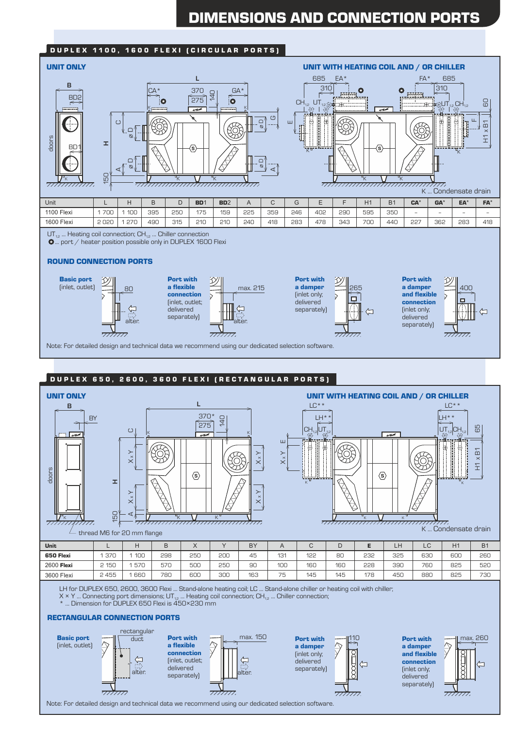# DIMENSIONS AND CONNECTION PORTS

## DUPLEX 1100, 1600 FLEXI (CIRCULAR PORTS)

**UNIT ONLY**

**UNIT WITH HEATING COIL AND / OR CHILLER**

K ... Condensate drain

| Unit | L | H | B | D | BD1 | BD2 | A | C | G | E | F | H1 | B1 | CA* | GA* | EA* | FA* |
|---|---|---|---|---|---|---|---|---|---|---|---|---|---|---|---|---|---|
| 1100 Flexi | 1 700 | 1 100 | 395 | 250 | 175 | 159 | 225 | 359 | 246 | 402 | 290 | 595 | 350 | – | – | – | – |
| 1600 Flexi | 2 020 | 1 270 | 490 | 315 | 210 | 210 | 240 | 418 | 283 | 478 | 343 | 700 | 440 | 227 | 362 | 283 | 418 |

$UT_{1,2}$ ... Heating coil connection; $CH_{1,2}$ ... Chiller connection
✪ ... port / heater position possible only in DUPLEX 1600 Flexi

### ROUND CONNECTION PORTS

**Basic port** (inlet, outlet)

**Port with a flexible connection** (inlet, outlet; delivered separately)

**Port with a damper** (inlet only; delivered separately)

**Port with a damper and flexible connection** (inlet only; delivered separately)

Note: For detailed design and technical data we recommend using our dedicated selection software.

## DUPLEX 650, 2600, 3600 FLEXI (RECTANGULAR PORTS)

**UNIT ONLY**

**UNIT WITH HEATING COIL AND / OR CHILLER**

thread M6 for 20 mm flange

K ... Condensate drain

| Unit | L | H | B | X | Y | BY | A | C | D | E | LH | LC | H1 | B1 |
|---|---|---|---|---|---|---|---|---|---|---|---|---|---|---|
| **650 Flexi** | 1 370 | 1 100 | 298 | 250 | 200 | 45 | 131 | 122 | 80 | 232 | 325 | 630 | 600 | 260 |
| 2600 **Flexi** | 2 150 | 1 570 | 570 | 500 | 250 | 90 | 100 | 160 | 160 | 228 | 390 | 760 | 825 | 520 |
| 3600 Flexi | 2 455 | 1 660 | 780 | 600 | 300 | 163 | 75 | 145 | 145 | 178 | 450 | 880 | 825 | 730 |

LH for DUPLEX 650, 2600, 3600 Flexi ... Stand-alone heating coil; LC ... Stand-alone chiller or heating coil with chiller;
X × Y ... Connecting port dimensions; $UT_{1,2}$ ... Heating coil connection; $CH_{1,2}$ ... Chiller connection;
* ... Dimension for DUPLEX 650 Flexi is 450×230 mm

### RECTANGULAR CONNECTION PORTS

**Basic port** (inlet, outlet)

**Port with a flexible connection** (inlet, outlet; delivered separately)

**Port with a damper** (inlet only; delivered separately)

**Port with a damper and flexible connection** (inlet only; delivered separately)

Note: For detailed design and technical data we recommend using our dedicated selection software.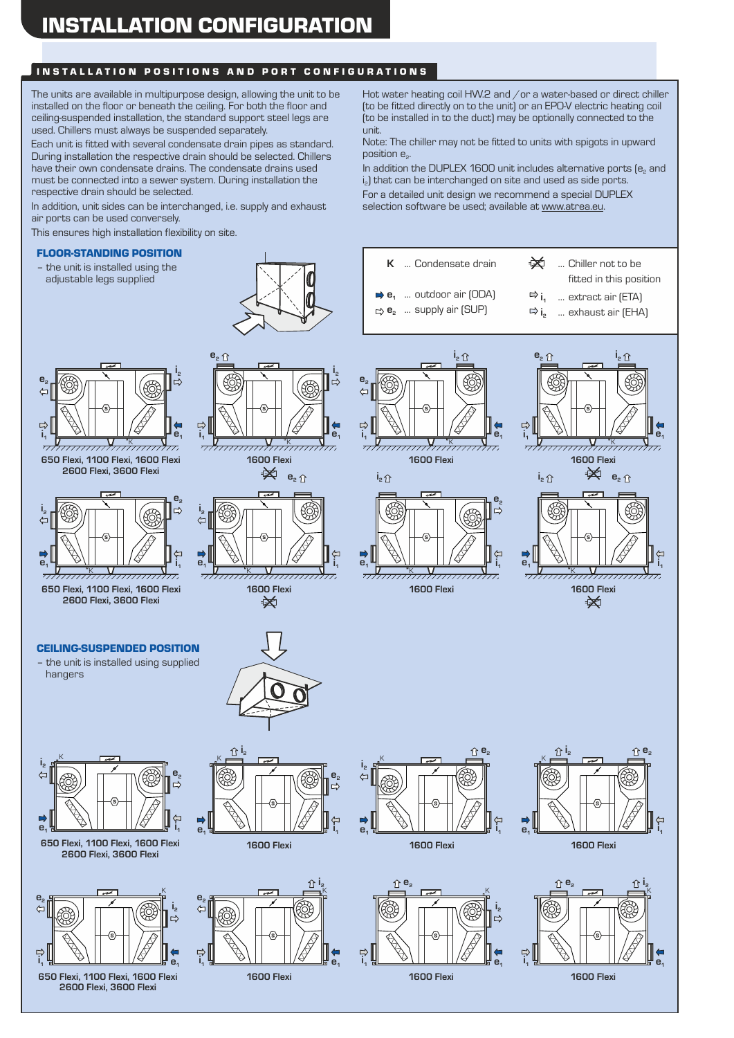# INSTALLATION CONFIGURATION

## INSTALLATION POSITIONS AND PORT CONFIGURATIONS

The units are available in multipurpose design, allowing the unit to be installed on the floor or beneath the ceiling. For both the floor and ceiling-suspended installation, the standard support steel legs are used. Chillers must always be suspended separately.

Each unit is fitted with several condensate drain pipes as standard. During installation the respective drain should be selected. Chillers have their own condensate drains. The condensate drains used must be connected into a sewer system. During installation the respective drain should be selected.

In addition, unit sides can be interchanged, i.e. supply and exhaust air ports can be used conversely.

This ensures high installation flexibility on site.

Hot water heating coil HW.2 and / or a water-based or direct chiller (to be fitted directly on to the unit) or an EPO-V electric heating coil (to be installed in to the duct) may be optionally connected to the unit.

Note: The chiller may not be fitted to units with spigots in upward position $e_2$.

In addition the DUPLEX 1600 unit includes alternative ports ($e_2$ and $i_2$) that can be interchanged on site and used as side ports.

For a detailed unit design we recommend a special DUPLEX selection software be used; available at www.atrea.eu.

### FLOOR-STANDING POSITION

– the unit is installed using the adjustable legs supplied

K ... Condensate drain

... Chiller not to be fitted in this position

$e_1$ ... outdoor air (ODA)

$e_2$ ... supply air (SUP)

$i_1$ ... extract air (ETA)

$i_2$ ... exhaust air (EHA)

650 Flexi, 1100 Flexi, 1600 Flexi
2600 Flexi, 3600 Flexi

1600 Flexi

1600 Flexi

1600 Flexi

650 Flexi, 1100 Flexi, 1600 Flexi
2600 Flexi, 3600 Flexi

1600 Flexi

1600 Flexi

1600 Flexi

### CEILING-SUSPENDED POSITION

– the unit is installed using supplied hangers

650 Flexi, 1100 Flexi, 1600 Flexi
2600 Flexi, 3600 Flexi

1600 Flexi

1600 Flexi

1600 Flexi

650 Flexi, 1100 Flexi, 1600 Flexi
2600 Flexi, 3600 Flexi

1600 Flexi

1600 Flexi

1600 Flexi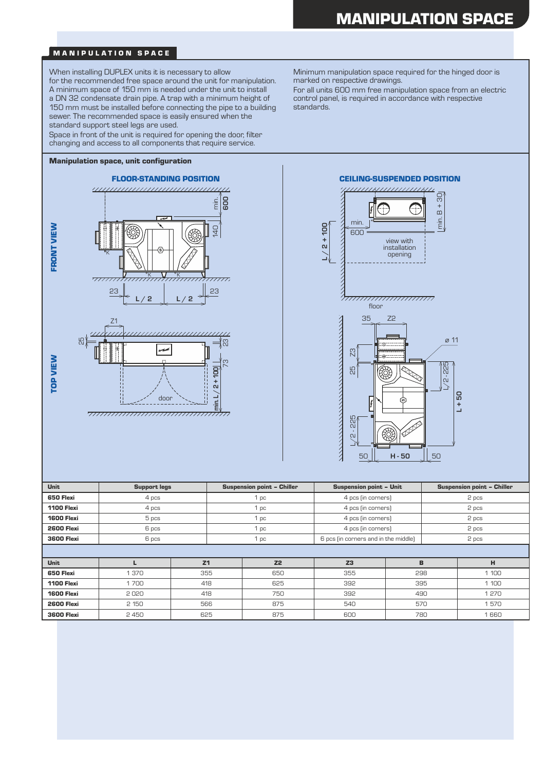# MANIPULATION SPACE

## MANIPULATION SPACE

When installing DUPLEX units it is necessary to allow for the recommended free space around the unit for manipulation. A minimum space of 150 mm is needed under the unit to install a DN 32 condensate drain pipe. A trap with a minimum height of 150 mm must be installed before connecting the pipe to a building sewer. The recommended space is easily ensured when the standard support steel legs are used.

Space in front of the unit is required for opening the door, filter changing and access to all components that require service.

Minimum manipulation space required for the hinged door is marked on respective drawings.

For all units 600 mm free manipulation space from an electric control panel, is required in accordance with respective standards.

**Manipulation space, unit configuration**

FLOOR-STANDING POSITION

FRONT VIEW

min. 600
140
K
K
K
23
L / 2
L / 2
23

TOP VIEW

Z1
25
23
73
door
min. L / 2 + 100

CEILING-SUSPENDED POSITION

L / 2 + 100
min. 600
min. B + 30
view with installation opening
floor

35
Z2
Z3
25
ø 11
L / 2 - 225
L + 50
L / 2 - 225
50
H - 50
50

| Unit | Support legs | Suspension point – Chiller | Suspension point – Unit | Suspension point – Chiller |
|---|---|---|---|---|
| 650 Flexi | 4 pcs | 1 pc | 4 pcs (in corners) | 2 pcs |
| 1100 Flexi | 4 pcs | 1 pc | 4 pcs (in corners) | 2 pcs |
| 1600 Flexi | 5 pcs | 1 pc | 4 pcs (in corners) | 2 pcs |
| 2600 Flexi | 6 pcs | 1 pc | 4 pcs (in corners) | 2 pcs |
| 3600 Flexi | 6 pcs | 1 pc | 6 pcs (in corners and in the middle) | 2 pcs |

| Unit | L | Z1 | Z2 | Z3 | B | H |
|---|---|---|---|---|---|---|
| 650 Flexi | 1 370 | 355 | 650 | 355 | 298 | 1 100 |
| 1100 Flexi | 1 700 | 418 | 625 | 392 | 395 | 1 100 |
| 1600 Flexi | 2 020 | 418 | 750 | 392 | 490 | 1 270 |
| 2600 Flexi | 2 150 | 566 | 875 | 540 | 570 | 1 570 |
| 3600 Flexi | 2 450 | 625 | 875 | 600 | 780 | 1 660 |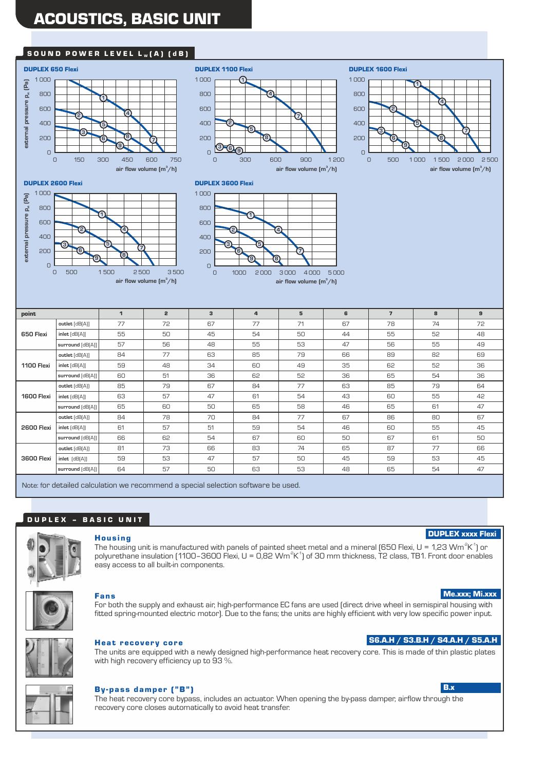# ACOUSTICS, BASIC UNIT

## SOUND POWER LEVEL $L_w$(A) (dB)

**DUPLEX 650 Flexi**

external pressure $p_e$ [Pa]

1 000
800
600
400
200
0

0 150 300 450 600 750

air flow volume [m³/h]

1 2 3 4 5 6 7 8 9

**DUPLEX 1100 Flexi**

1 000
800
600
400
200
0

0 300 600 900 1 200

air flow volume [m³/h]

1 2 3 4 5 6 7 8 9

**DUPLEX 1600 Flexi**

1 000
800
600
400
200
0

0 500 1 000 1 500 2 000 2 500

air flow volume [m³/h]

1 2 3 4 5 6 7 8 9

**DUPLEX 2600 Flexi**

external pressure $p_e$ [Pa]

1 000
800
600
400
200
0

0 500 1 500 2 500 3 500

air flow volume [m³/h]

1 2 3 4 5 6 7 8 9

**DUPLEX 3600 Flexi**

1 000
800
600
400
200
0

0 1000 2 000 3 000 4 000 5 000

air flow volume [m³/h]

1 2 3 4 5 6 7 8 9

| point | | 1 | 2 | 3 | 4 | 5 | 6 | 7 | 8 | 9 |
|---|---|---|---|---|---|---|---|---|---|---|
| 650 Flexi | outlet [dB(A)] | 77 | 72 | 67 | 77 | 71 | 67 | 78 | 74 | 72 |
| | inlet [dB(A)] | 55 | 50 | 45 | 54 | 50 | 44 | 55 | 52 | 48 |
| | surround [dB(A)] | 57 | 56 | 48 | 55 | 53 | 47 | 56 | 55 | 49 |
| 1100 Flexi | outlet [dB(A)] | 84 | 77 | 63 | 85 | 79 | 66 | 89 | 82 | 69 |
| | inlet [dB(A)] | 59 | 48 | 34 | 60 | 49 | 35 | 62 | 52 | 36 |
| | surround [dB(A)] | 60 | 51 | 36 | 62 | 52 | 36 | 65 | 54 | 36 |
| 1600 Flexi | outlet [dB(A)] | 85 | 79 | 67 | 84 | 77 | 63 | 85 | 79 | 64 |
| | inlet [dB(A)] | 63 | 57 | 47 | 61 | 54 | 43 | 60 | 55 | 42 |
| | surround [dB(A)] | 65 | 60 | 50 | 65 | 58 | 46 | 65 | 61 | 47 |
| 2600 Flexi | outlet [dB(A)] | 84 | 78 | 70 | 84 | 77 | 67 | 86 | 80 | 67 |
| | inlet [dB(A)] | 61 | 57 | 51 | 59 | 54 | 46 | 60 | 55 | 45 |
| | surround [dB(A)] | 66 | 62 | 54 | 67 | 60 | 50 | 67 | 61 | 50 |
| 3600 Flexi | outlet [dB(A)] | 81 | 73 | 66 | 83 | 74 | 65 | 87 | 77 | 66 |
| | inlet [dB(A)] | 59 | 53 | 47 | 57 | 50 | 45 | 59 | 53 | 45 |
| | surround [dB(A)] | 64 | 57 | 50 | 63 | 53 | 48 | 65 | 54 | 47 |

Note: for detailed calculation we recommend a special selection software be used.

## DUPLEX – BASIC UNIT

**DUPLEX xxxx Flexi**

### Housing

The housing unit is manufactured with panels of painted sheet metal and a mineral (650 Flexi, U = 1,23 $Wm^{-2}K^{-1}$) or polyurethane insulation (1100–3600 Flexi, U = 0,82 $Wm^{-2}K^{-1}$) of 30 mm thickness, T2 class, TB1. Front door enables easy access to all built-in components.

**Me.xxx; Mi.xxx**

### Fans

For both the supply and exhaust air, high-performance EC fans are used (direct drive wheel in semispiral housing with fitted spring-mounted electric motor). Due to the fans, the units are highly efficient with very low specific power input.

**S6.A.H / S3.B.H / S4.A.H / S5.A.H**

### Heat recovery core

The units are equipped with a newly designed high-performance heat recovery core. This is made of thin plastic plates with high recovery efficiency up to 93 %.

**B.x**

### By-pass damper ("B")

The heat recovery core bypass, includes an actuator. When opening the by-pass damper, airflow through the recovery core closes automatically to avoid heat transfer.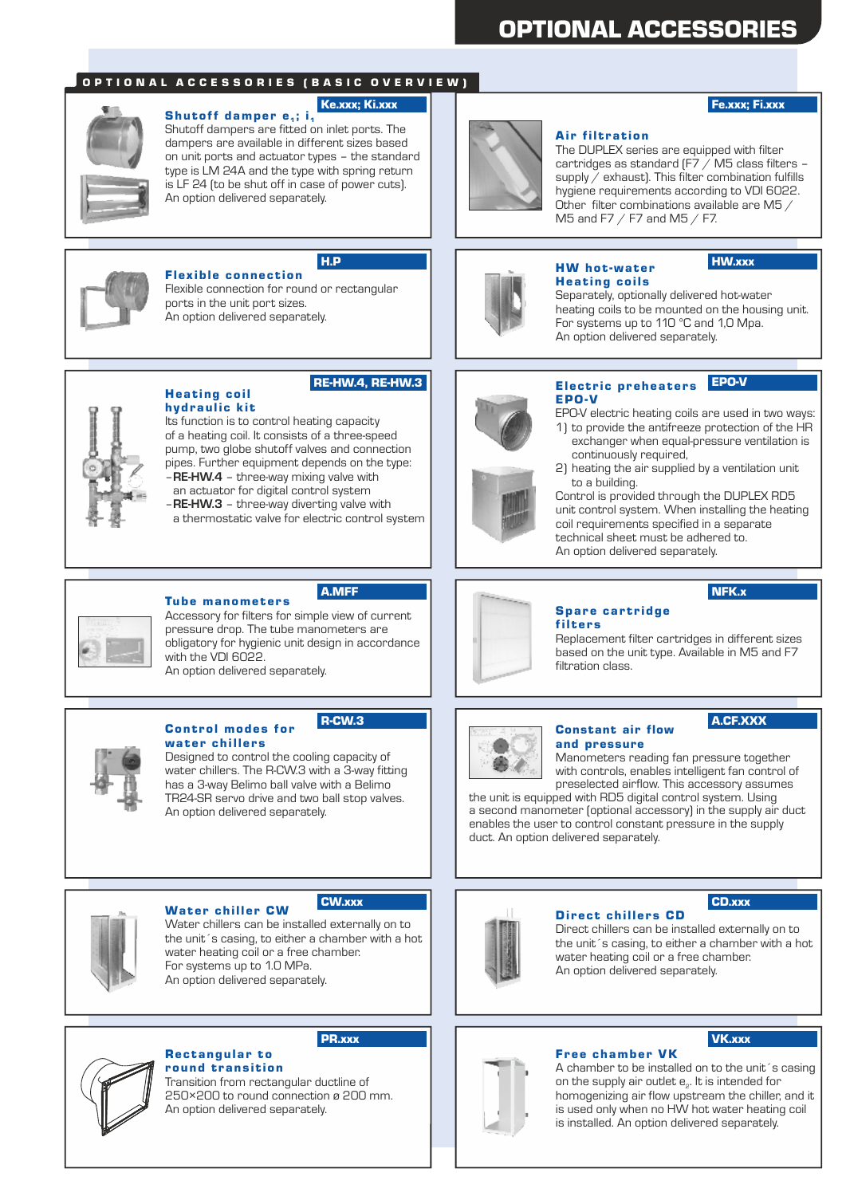# OPTIONAL ACCESSORIES

## OPTIONAL ACCESSORIES (BASIC OVERVIEW)

### Shutoff damper $e_1$; $i_1$

Ke.xxx; Ki.xxx

Shutoff dampers are fitted on inlet ports. The dampers are available in different sizes based on unit ports and actuator types – the standard type is LM 24A and the type with spring return is LF 24 (to be shut off in case of power cuts). An option delivered separately.

### Air filtration

Fe.xxx; Fi.xxx

The DUPLEX series are equipped with filter cartridges as standard (F7 / M5 class filters – supply / exhaust). This filter combination fulfills hygiene requirements according to VDI 6022. Other filter combinations available are M5 / M5 and F7 / F7 and M5 / F7.

### Flexible connection

H.P

Flexible connection for round or rectangular ports in the unit port sizes.
An option delivered separately.

### HW hot-water Heating coils

HW.xxx

Separately, optionally delivered hot-water heating coils to be mounted on the housing unit. For systems up to 110 °C and 1,0 Mpa.
An option delivered separately.

### Heating coil hydraulic kit

RE-HW.4, RE-HW.3

Its function is to control heating capacity of a heating coil. It consists of a three-speed pump, two globe shutoff valves and connection pipes. Further equipment depends on the type:
- **RE-HW.4** – three-way mixing valve with an actuator for digital control system
- **RE-HW.3** – three-way diverting valve with a thermostatic valve for electric control system

### Electric preheaters EPO-V

EPO-V

EPO-V electric heating coils are used in two ways:
1) to provide the antifreeze protection of the HR exchanger when equal-pressure ventilation is continuously required,
2) heating the air supplied by a ventilation unit to a building.

Control is provided through the DUPLEX RD5 unit control system. When installing the heating coil requirements specified in a separate technical sheet must be adhered to.
An option delivered separately.

### Tube manometers

A.MFF

Accessory for filters for simple view of current pressure drop. The tube manometers are obligatory for hygienic unit design in accordance with the VDI 6022.
An option delivered separately.

### Spare cartridge filters

NFK.x

Replacement filter cartridges in different sizes based on the unit type. Available in M5 and F7 filtration class.

### Control modes for water chillers

R-CW.3

Designed to control the cooling capacity of water chillers. The R-CW.3 with a 3-way fitting has a 3-way Belimo ball valve with a Belimo TR24-SR servo drive and two ball stop valves.
An option delivered separately.

### Constant air flow and pressure

A.CF.XXX

Manometers reading fan pressure together with controls, enables intelligent fan control of preselected airflow. This accessory assumes the unit is equipped with RD5 digital control system. Using a second manometer (optional accessory) in the supply air duct enables the user to control constant pressure in the supply duct. An option delivered separately.

### Water chiller CW

CW.xxx

Water chillers can be installed externally on to the unit´s casing, to either a chamber with a hot water heating coil or a free chamber.
For systems up to 1.0 MPa.
An option delivered separately.

### Direct chillers CD

CD.xxx

Direct chillers can be installed externally on to the unit´s casing, to either a chamber with a hot water heating coil or a free chamber.
An option delivered separately.

### Rectangular to round transition

PR.xxx

Transition from rectangular ductline of 250×200 to round connection ø 200 mm.
An option delivered separately.

### Free chamber VK

VK.xxx

A chamber to be installed on to the unit´s casing on the supply air outlet $e_2$. It is intended for homogenizing air flow upstream the chiller, and it is used only when no HW hot water heating coil is installed. An option delivered separately.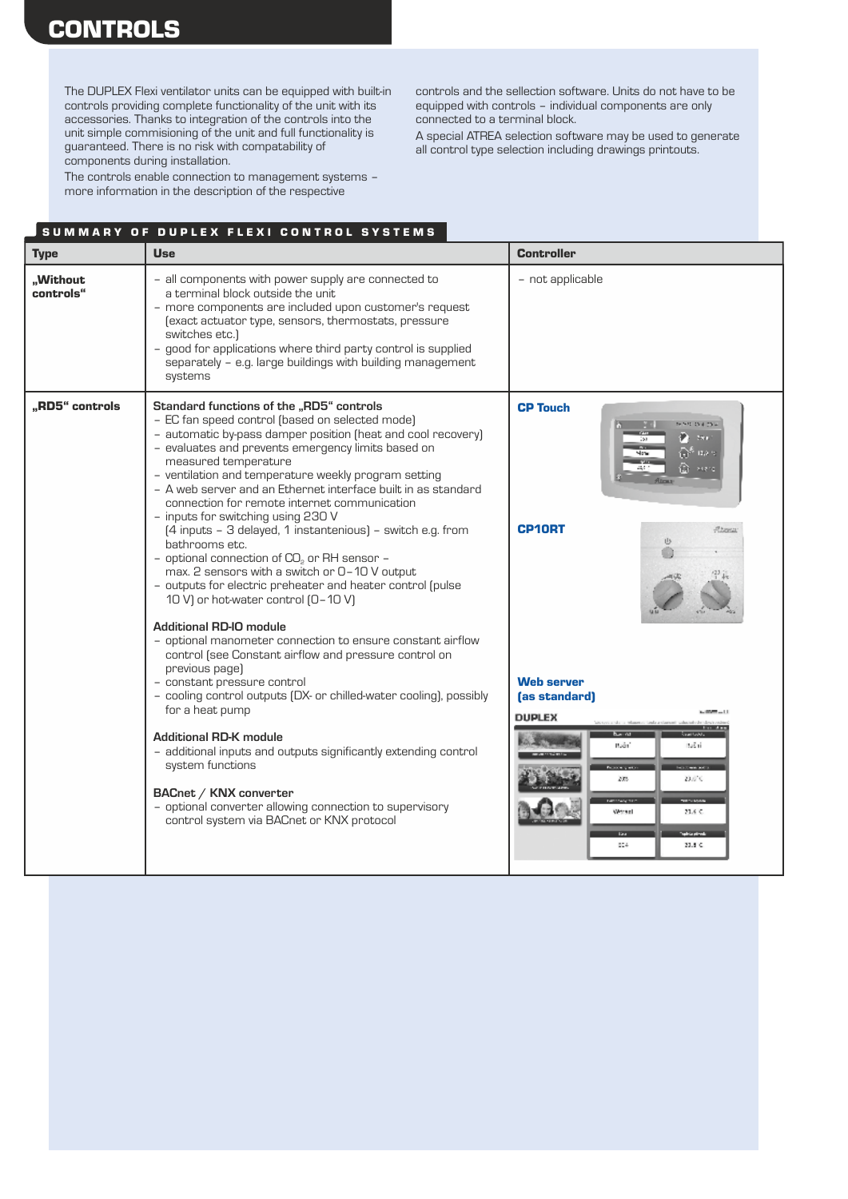# CONTROLS

The DUPLEX Flexi ventilator units can be equipped with built-in controls providing complete functionality of the unit with its accessories. Thanks to integration of the controls into the unit simple commisioning of the unit and full functionality is guaranteed. There is no risk with compatability of components during installation.

The controls enable connection to management systems – more information in the description of the respective controls and the sellection software. Units do not have to be equipped with controls – individual components are only connected to a terminal block.

A special ATREA selection software may be used to generate all control type selection including drawings printouts.

## SUMMARY OF DUPLEX FLEXI CONTROL SYSTEMS

| Type | Use | Controller |
|---|---|---|
| **„Without controls"** | – all components with power supply are connected to a terminal block outside the unit<br>– more components are included upon customer's request (exact actuator type, sensors, thermostats, pressure switches etc.)<br>– good for applications where third party control is supplied separately – e.g. large buildings with building management systems | – not applicable |
| **„RD5" controls** | **Standard functions of the „RD5" controls**<br>– EC fan speed control (based on selected mode)<br>– automatic by-pass damper position (heat and cool recovery)<br>– evaluates and prevents emergency limits based on measured temperature<br>– ventilation and temperature weekly program setting<br>– A web server and an Ethernet interface built in as standard connection for remote internet communication<br>– inputs for switching using 230 V (4 inputs – 3 delayed, 1 instantenious) – switch e.g. from bathrooms etc.<br>– optional connection of $CO_2$ or RH sensor – max. 2 sensors with a switch or 0–10 V output<br>– outputs for electric preheater and heater control (pulse 10 V) or hot-water control (0–10 V)<br><br>**Additional RD-IO module**<br>– optional manometer connection to ensure constant airflow control (see Constant airflow and pressure control on previous page)<br>– constant pressure control<br>– cooling control outputs (DX- or chilled-water cooling), possibly for a heat pump<br><br>**Additional RD-K module**<br>– additional inputs and outputs significantly extending control system functions<br><br>**BACnet / KNX converter**<br>– optional converter allowing connection to supervisory control system via BACnet or KNX protocol | **CP Touch**<br><br>**CP10RT**<br><br>**Web server (as standard)** |